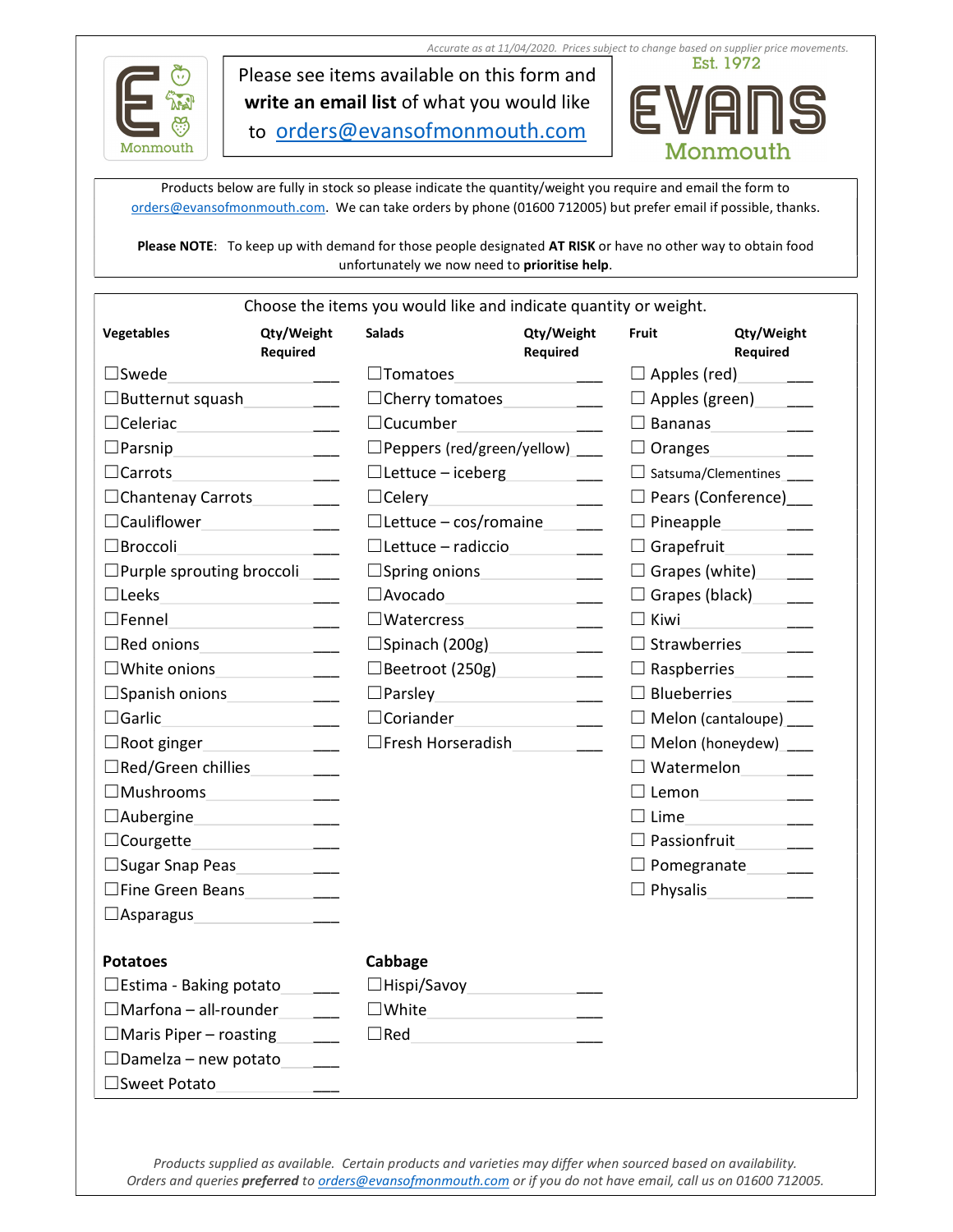*Accurate as at 11/04/2020. Prices subject to change based on supplier price movements.*

Monmouth

Please see items available on this form and **write an email list** of what you would like to orders@evansofmonmouth.com

Est. 1972

# EVANS Monmouth

Products below are fully in stock so please indicate the quantity/weight you require and email the form to orders@evansofmonmouth.com. We can take orders by phone (01600 712005) but prefer email if possible, thanks.

**Please NOTE**: To keep up with demand for those people designated **AT RISK** or have no other way to obtain food unfortunately we now need to **prioritise help**.

Choose the items you would like and indicate quantity or weight.

| Vegetables | Qty/Weight Required | Salads | Qty/Weight Required | Fruit | Qty/Weight Required |
|---|---|---|---|---|---|
| ☐Swede | ___ | ☐Tomatoes | ___ | ☐ Apples (red) | ___ |
| ☐Butternut squash | ___ | ☐Cherry tomatoes | ___ | ☐ Apples (green) | ___ |
| ☐Celeriac | ___ | ☐Cucumber | ___ | ☐ Bananas | ___ |
| ☐Parsnip | ___ | ☐Peppers (red/green/yellow) | ___ | ☐ Oranges | ___ |
| ☐Carrots | ___ | ☐Lettuce – iceberg | ___ | ☐ Satsuma/Clementines | ___ |
| ☐Chantenay Carrots | ___ | ☐Celery | ___ | ☐ Pears (Conference) | ___ |
| ☐Cauliflower | ___ | ☐Lettuce – cos/romaine | ___ | ☐ Pineapple | ___ |
| ☐Broccoli | ___ | ☐Lettuce – radiccio | ___ | ☐ Grapefruit | ___ |
| ☐Purple sprouting broccoli | ___ | ☐Spring onions | ___ | ☐ Grapes (white) | ___ |
| ☐Leeks | ___ | ☐Avocado | ___ | ☐ Grapes (black) | ___ |
| ☐Fennel | ___ | ☐Watercress | ___ | ☐ Kiwi | ___ |
| ☐Red onions | ___ | ☐Spinach (200g) | ___ | ☐ Strawberries | ___ |
| ☐White onions | ___ | ☐Beetroot (250g) | ___ | ☐ Raspberries | ___ |
| ☐Spanish onions | ___ | ☐Parsley | ___ | ☐ Blueberries | ___ |
| ☐Garlic | ___ | ☐Coriander | ___ | ☐ Melon (cantaloupe) | ___ |
| ☐Root ginger | ___ | ☐Fresh Horseradish | ___ | ☐ Melon (honeydew) | ___ |
| ☐Red/Green chillies | ___ | | | ☐ Watermelon | ___ |
| ☐Mushrooms | ___ | | | ☐ Lemon | ___ |
| ☐Aubergine | ___ | | | ☐ Lime | ___ |
| ☐Courgette | ___ | | | ☐ Passionfruit | ___ |
| ☐Sugar Snap Peas | ___ | | | ☐ Pomegranate | ___ |
| ☐Fine Green Beans | ___ | | | ☐ Physalis | ___ |
| ☐Asparagus | ___ | | | | |
| **Potatoes** | | **Cabbage** | | | |
| ☐Estima - Baking potato | ___ | ☐Hispi/Savoy | ___ | | |
| ☐Marfona – all-rounder | ___ | ☐White | ___ | | |
| ☐Maris Piper – roasting | ___ | ☐Red | ___ | | |
| ☐Damelza – new potato | ___ | | | | |
| ☐Sweet Potato | ___ | | | | |

*Products supplied as available. Certain products and varieties may differ when sourced based on availability.*
*Orders and queries* ***preferred*** *to orders@evansofmonmouth.com or if you do not have email, call us on 01600 712005.*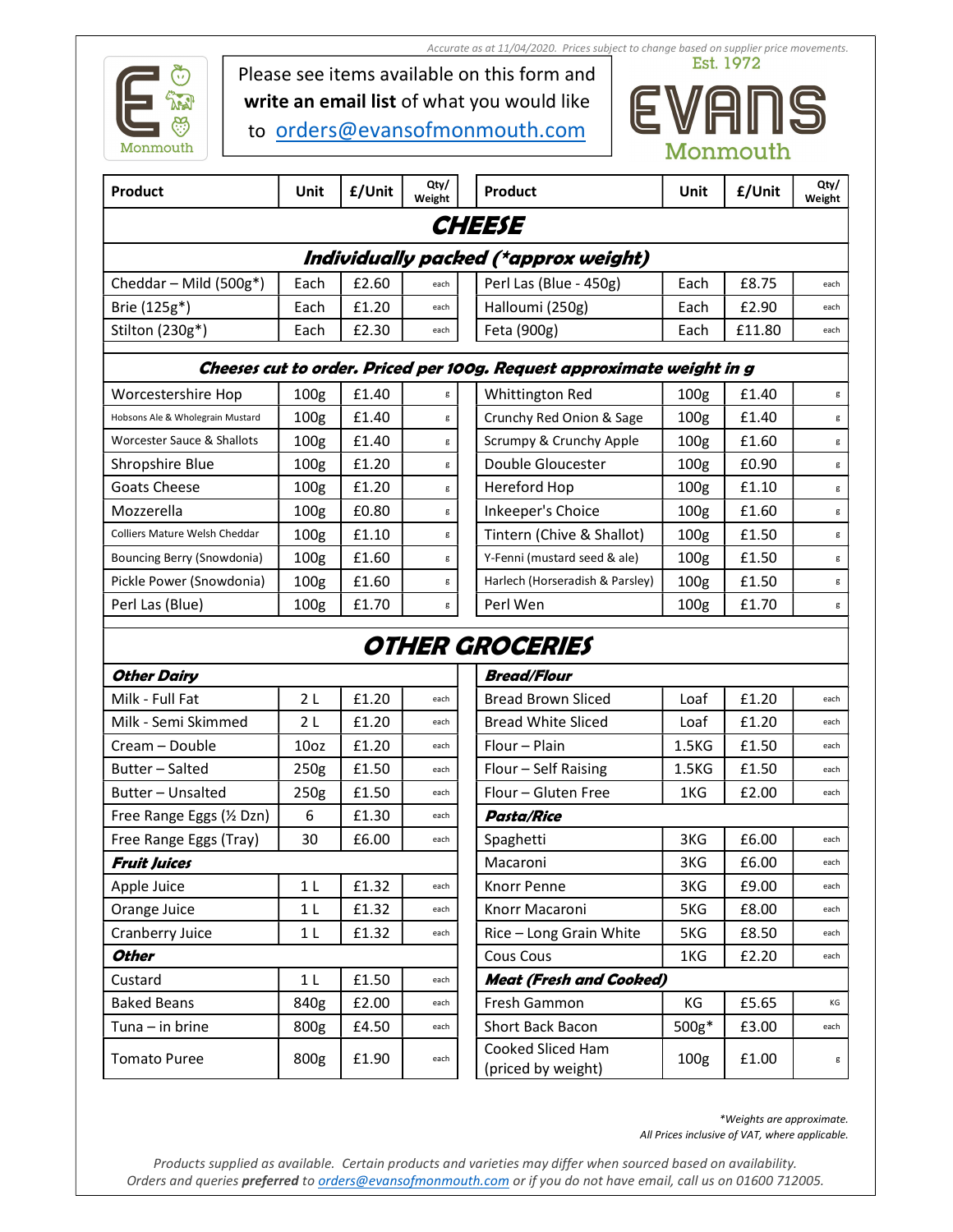*Accurate as at 11/04/2020. Prices subject to change based on supplier price movements.*

Please see items available on this form and **write an email list** of what you would like to orders@evansofmonmouth.com

Est. 1972
EVANS
Monmouth

| Product | Unit | £/Unit | Qty/ Weight | Product | Unit | £/Unit | Qty/ Weight |
|---|---|---|---|---|---|---|---|
| **CHEESE** | | | | | | | |
| ***Individually packed (*approx weight)*** | | | | | | | |
| Cheddar – Mild (500g*) | Each | £2.60 | each | Perl Las (Blue - 450g) | Each | £8.75 | each |
| Brie (125g*) | Each | £1.20 | each | Halloumi (250g) | Each | £2.90 | each |
| Stilton (230g*) | Each | £2.30 | each | Feta (900g) | Each | £11.80 | each |
| ***Cheeses cut to order. Priced per 100g. Request approximate weight in g*** | | | | | | | |
| Worcestershire Hop | 100g | £1.40 | g | Whittington Red | 100g | £1.40 | g |
| Hobsons Ale & Wholegrain Mustard | 100g | £1.40 | g | Crunchy Red Onion & Sage | 100g | £1.40 | g |
| Worcester Sauce & Shallots | 100g | £1.40 | g | Scrumpy & Crunchy Apple | 100g | £1.60 | g |
| Shropshire Blue | 100g | £1.20 | g | Double Gloucester | 100g | £0.90 | g |
| Goats Cheese | 100g | £1.20 | g | Hereford Hop | 100g | £1.10 | g |
| Mozzerella | 100g | £0.80 | g | Inkeeper's Choice | 100g | £1.60 | g |
| Colliers Mature Welsh Cheddar | 100g | £1.10 | g | Tintern (Chive & Shallot) | 100g | £1.50 | g |
| Bouncing Berry (Snowdonia) | 100g | £1.60 | g | Y-Fenni (mustard seed & ale) | 100g | £1.50 | g |
| Pickle Power (Snowdonia) | 100g | £1.60 | g | Harlech (Horseradish & Parsley) | 100g | £1.50 | g |
| Perl Las (Blue) | 100g | £1.70 | g | Perl Wen | 100g | £1.70 | g |
| **OTHER GROCERIES** | | | | | | | |
| ***Other Dairy*** | | | | ***Bread/Flour*** | | | |
| Milk - Full Fat | 2 L | £1.20 | each | Bread Brown Sliced | Loaf | £1.20 | each |
| Milk - Semi Skimmed | 2 L | £1.20 | each | Bread White Sliced | Loaf | £1.20 | each |
| Cream – Double | 10oz | £1.20 | each | Flour – Plain | 1.5KG | £1.50 | each |
| Butter – Salted | 250g | £1.50 | each | Flour – Self Raising | 1.5KG | £1.50 | each |
| Butter – Unsalted | 250g | £1.50 | each | Flour – Gluten Free | 1KG | £2.00 | each |
| Free Range Eggs (½ Dzn) | 6 | £1.30 | each | ***Pasta/Rice*** | | | |
| Free Range Eggs (Tray) | 30 | £6.00 | each | Spaghetti | 3KG | £6.00 | each |
| ***Fruit Juices*** | | | | Macaroni | 3KG | £6.00 | each |
| Apple Juice | 1 L | £1.32 | each | Knorr Penne | 3KG | £9.00 | each |
| Orange Juice | 1 L | £1.32 | each | Knorr Macaroni | 5KG | £8.00 | each |
| Cranberry Juice | 1 L | £1.32 | each | Rice – Long Grain White | 5KG | £8.50 | each |
| ***Other*** | | | | Cous Cous | 1KG | £2.20 | each |
| Custard | 1 L | £1.50 | each | ***Meat (Fresh and Cooked)*** | | | |
| Baked Beans | 840g | £2.00 | each | Fresh Gammon | KG | £5.65 | KG |
| Tuna – in brine | 800g | £4.50 | each | Short Back Bacon | 500g* | £3.00 | each |
| Tomato Puree | 800g | £1.90 | each | Cooked Sliced Ham (priced by weight) | 100g | £1.00 | g |

*\*Weights are approximate.*
*All Prices inclusive of VAT, where applicable.*

*Products supplied as available. Certain products and varieties may differ when sourced based on availability.*
*Orders and queries **preferred** to orders@evansofmonmouth.com or if you do not have email, call us on 01600 712005.*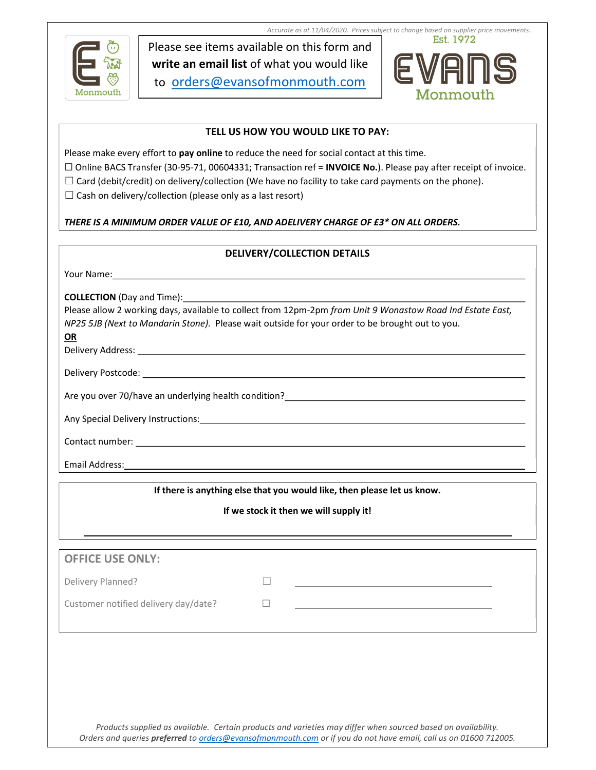*Accurate as at 11/04/2020. Prices subject to change based on supplier price movements.*

Please see items available on this form and **write an email list** of what you would like to orders@evansofmonmouth.com

Est. 1972

EVANS Monmouth

**TELL US HOW YOU WOULD LIKE TO PAY:**

Please make every effort to **pay online** to reduce the need for social contact at this time.

☐ Online BACS Transfer (30-95-71, 00604331; Transaction ref = **INVOICE No.**). Please pay after receipt of invoice.

☐ Card (debit/credit) on delivery/collection (We have no facility to take card payments on the phone).

☐ Cash on delivery/collection (please only as a last resort)

***THERE IS A MINIMUM ORDER VALUE OF £10, AND ADELIVERY CHARGE OF £3* ON ALL ORDERS.***

**DELIVERY/COLLECTION DETAILS**

Your Name: ____________________

**COLLECTION** (Day and Time): ____________________

Please allow 2 working days, available to collect from 12pm-2pm *from Unit 9 Wonastow Road Ind Estate East, NP25 5JB (Next to Mandarin Stone).* Please wait outside for your order to be brought out to you.

**OR**

Delivery Address: ____________________

Delivery Postcode: ____________________

Are you over 70/have an underlying health condition? ____________________

Any Special Delivery Instructions: ____________________

Contact number: ____________________

Email Address: ____________________

**If there is anything else that you would like, then please let us know.**

**If we stock it then we will supply it!**

____________________

**OFFICE USE ONLY:**

Delivery Planned? ☐ ____________________

Customer notified delivery day/date? ☐ ____________________

*Products supplied as available. Certain products and varieties may differ when sourced based on availability. Orders and queries **preferred** to orders@evansofmonmouth.com or if you do not have email, call us on 01600 712005.*